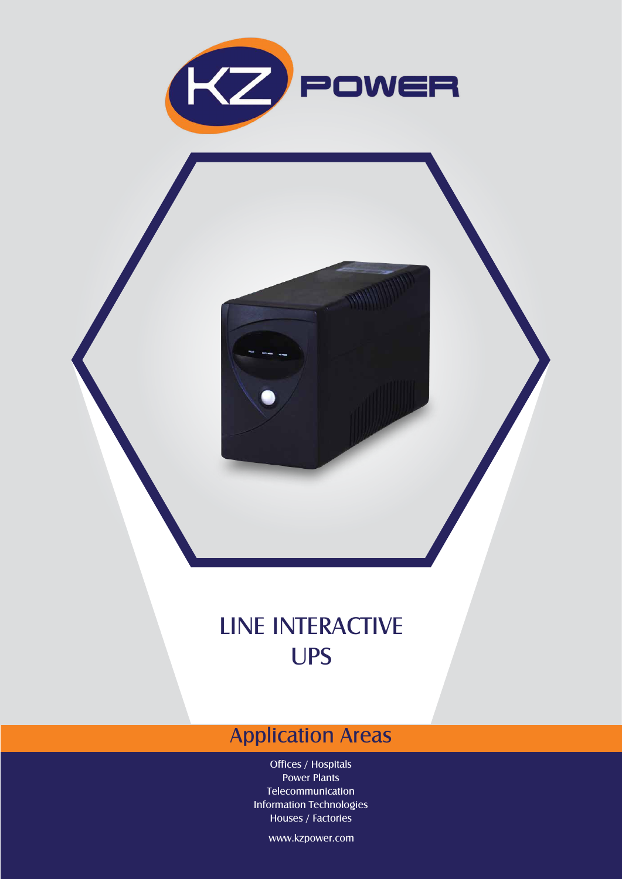KZ POWER

# LINE INTERACTIVE UPS

## Application Areas

Offices / Hospitals
Power Plants
Telecommunication
Information Technologies
Houses / Factories

www.kzpower.com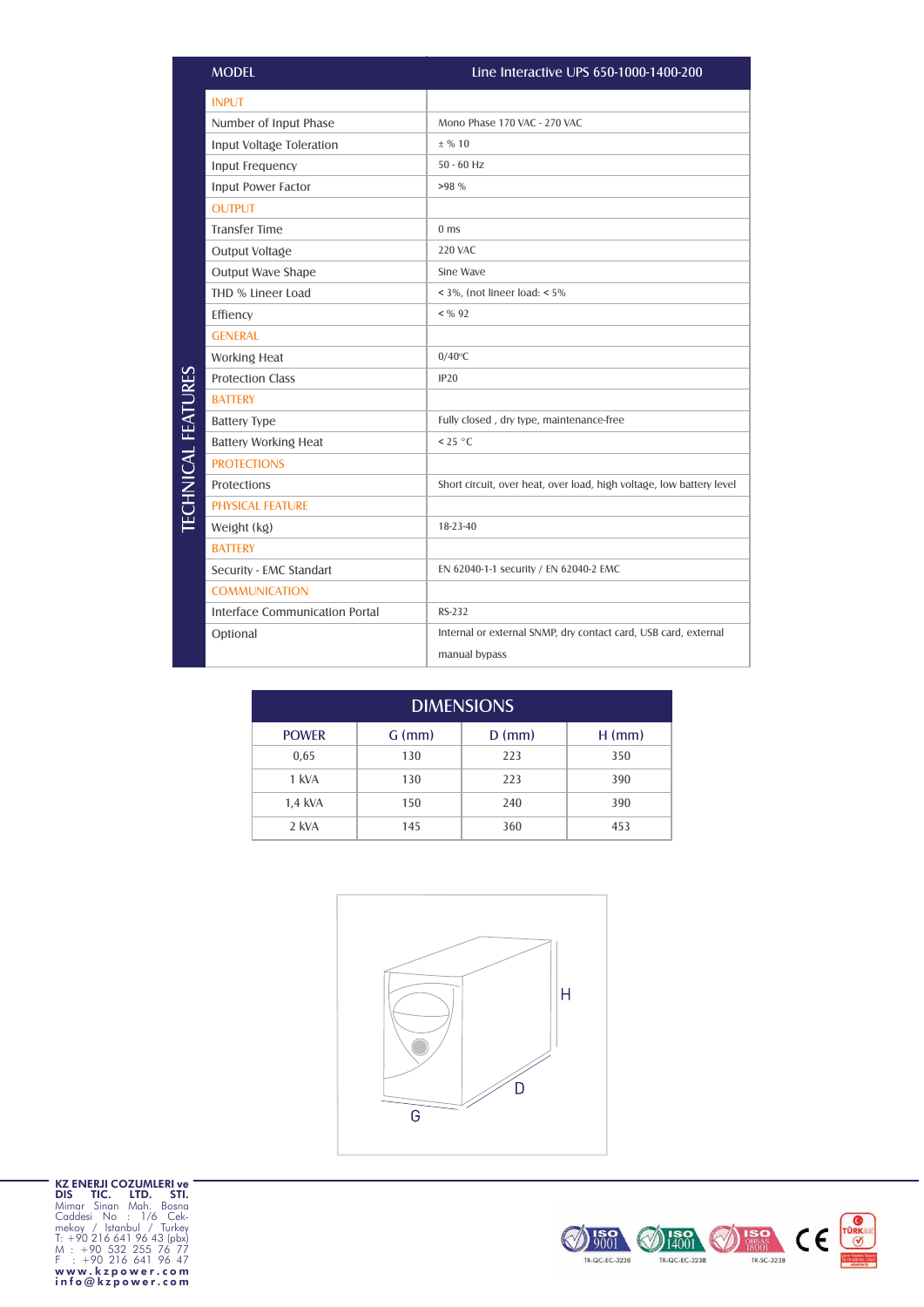| MODEL | Line Interactive UPS 650-1000-1400-200 |
|---|---|
| **INPUT** | |
| Number of Input Phase | Mono Phase 170 VAC - 270 VAC |
| Input Voltage Toleration | ± % 10 |
| Input Frequency | 50 - 60 Hz |
| Input Power Factor | >98 % |
| **OUTPUT** | |
| Transfer Time | 0 ms |
| Output Voltage | 220 VAC |
| Output Wave Shape | Sine Wave |
| THD % Lineer Load | < 3%, (not lineer load: < 5% |
| Effiency | < % 92 |
| **GENERAL** | |
| Working Heat | 0/40°C |
| Protection Class | IP20 |
| **BATTERY** | |
| Battery Type | Fully closed , dry type, maintenance-free |
| Battery Working Heat | < 25 °C |
| **PROTECTIONS** | |
| Protections | Short circuit, over heat, over load, high voltage, low battery level |
| **PHYSICAL FEATURE** | |
| Weight (kg) | 18-23-40 |
| **BATTERY** | |
| Security - EMC Standart | EN 62040-1-1 security / EN 62040-2 EMC |
| **COMMUNICATION** | |
| Interface Communication Portal | RS-232 |
| Optional | Internal or external SNMP, dry contact card, USB card, external manual bypass |

TECHNICAL FEATURES

## DIMENSIONS

| POWER | G (mm) | D (mm) | H (mm) |
|---|---|---|---|
| 0,65 | 130 | 223 | 350 |
| 1 kVA | 130 | 223 | 390 |
| 1,4 kVA | 150 | 240 | 390 |
| 2 kVA | 145 | 360 | 453 |

H

D

G

**KZ ENERJI COZUMLERI ve DIS TIC. LTD. STI.**
Mimar Sinan Mah. Bosna Caddesi No : 1/6 Cekmekoy / Istanbul / Turkey
T: +90 216 641 96 43 (pbx)
M : +90 532 255 76 77
F : +90 216 641 96 47
www.kzpower.com
info@kzpower.com

ISO 9001 TR-QC-EC-3238 · ISO 14001 TR-QC-EC-3238 · ISO OHSAS 18001 TR-SC-3238 · CE · TÜRKAK